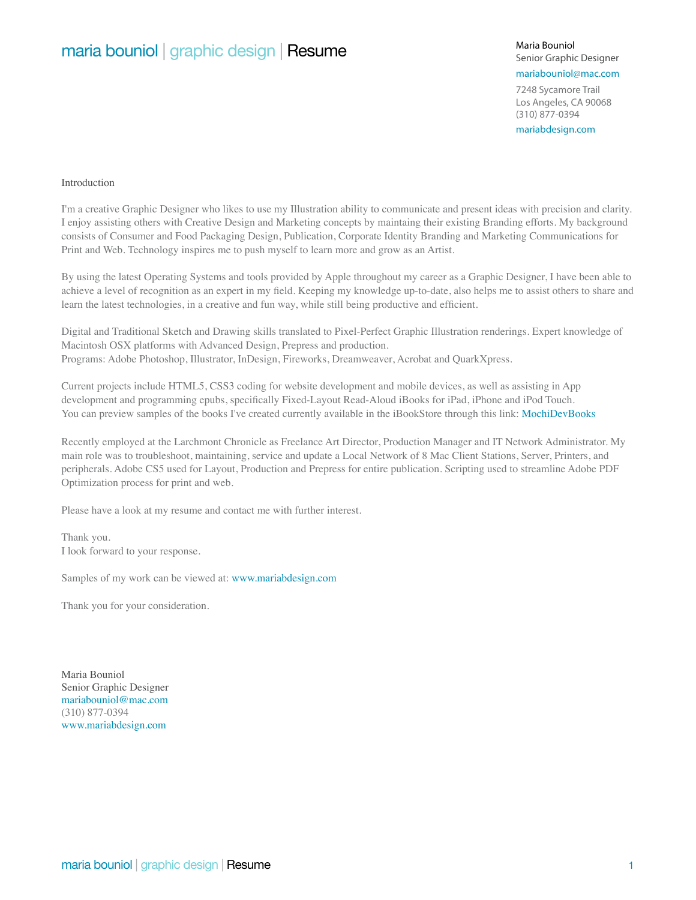# maria bouniol | graphic design | Resume

Maria Bouniol
Senior Graphic Designer
mariabouniol@mac.com
7248 Sycamore Trail
Los Angeles, CA 90068
(310) 877-0394
mariabdesign.com

## Introduction

I'm a creative Graphic Designer who likes to use my Illustration ability to communicate and present ideas with precision and clarity. I enjoy assisting others with Creative Design and Marketing concepts by maintaining their existing Branding efforts. My background consists of Consumer and Food Packaging Design, Publication, Corporate Identity Branding and Marketing Communications for Print and Web. Technology inspires me to push myself to learn more and grow as an Artist.

By using the latest Operating Systems and tools provided by Apple throughout my career as a Graphic Designer, I have been able to achieve a level of recognition as an expert in my field. Keeping my knowledge up-to-date, also helps me to assist others to share and learn the latest technologies, in a creative and fun way, while still being productive and efficient.

Digital and Traditional Sketch and Drawing skills translated to Pixel-Perfect Graphic Illustration renderings. Expert knowledge of Macintosh OSX platforms with Advanced Design, Prepress and production.
Programs: Adobe Photoshop, Illustrator, InDesign, Fireworks, Dreamweaver, Acrobat and QuarkXpress.

Current projects include HTML5, CSS3 coding for website development and mobile devices, as well as assisting in App development and programming epubs, specifically Fixed-Layout Read-Aloud iBooks for iPad, iPhone and iPod Touch.
You can preview samples of the books I've created currently available in the iBookStore through this link: MochiDevBooks

Recently employed at the Larchmont Chronicle as Freelance Art Director, Production Manager and IT Network Administrator. My main role was to troubleshoot, maintaining, service and update a Local Network of 8 Mac Client Stations, Server, Printers, and peripherals. Adobe CS5 used for Layout, Production and Prepress for entire publication. Scripting used to streamline Adobe PDF Optimization process for print and web.

Please have a look at my resume and contact me with further interest.

Thank you.
I look forward to your response.

Samples of my work can be viewed at: www.mariabdesign.com

Thank you for your consideration.

Maria Bouniol
Senior Graphic Designer
mariabouniol@mac.com
(310) 877-0394
www.mariabdesign.com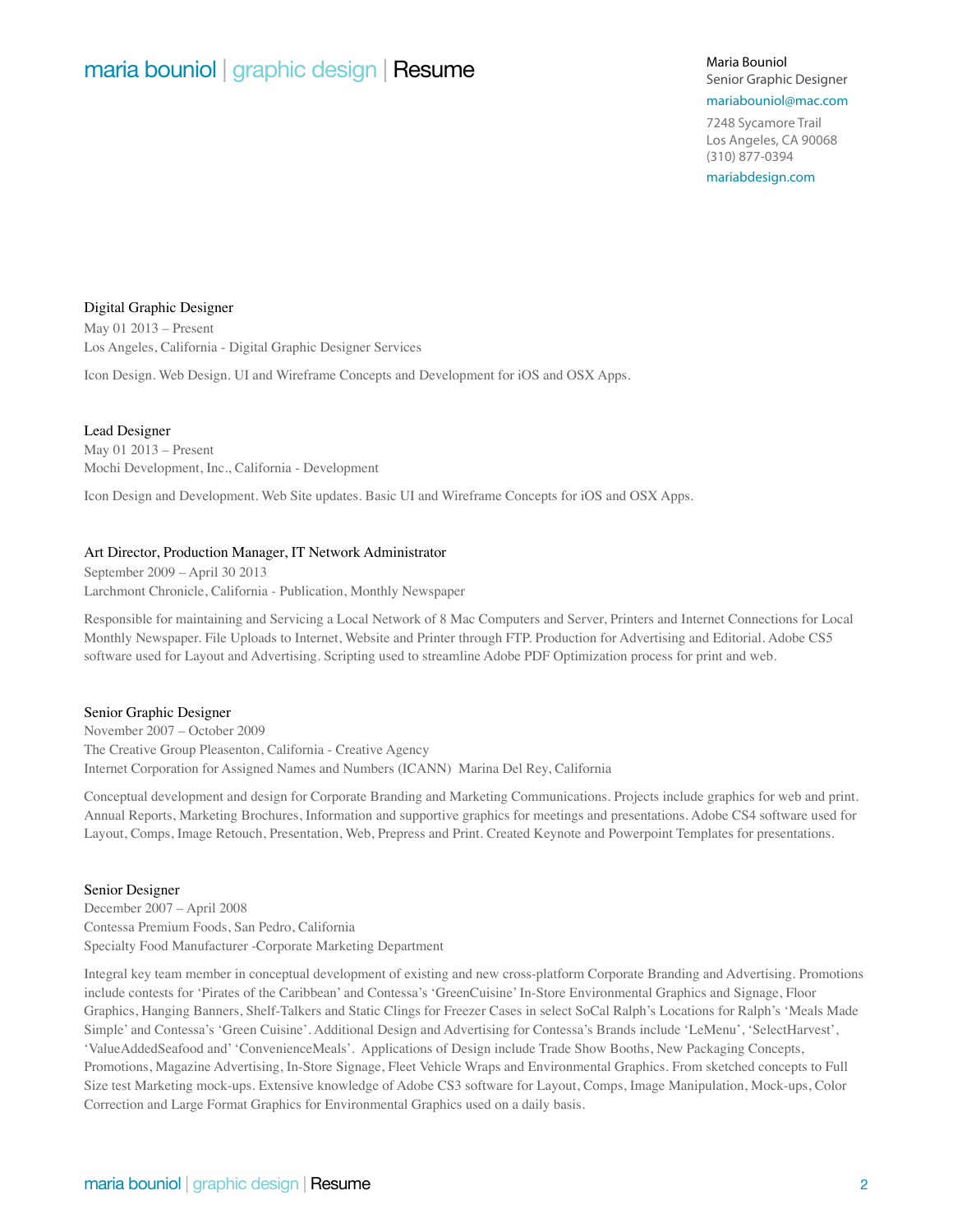Maria Bouniol
Senior Graphic Designer
mariabouniol@mac.com
7248 Sycamore Trail
Los Angeles, CA 90068
(310) 877-0394
mariabdesign.com

### Digital Graphic Designer

May 01 2013 – Present
Los Angeles, California - Digital Graphic Designer Services

Icon Design. Web Design. UI and Wireframe Concepts and Development for iOS and OSX Apps.

### Lead Designer

May 01 2013 – Present
Mochi Development, Inc., California - Development

Icon Design and Development. Web Site updates. Basic UI and Wireframe Concepts for iOS and OSX Apps.

### Art Director, Production Manager, IT Network Administrator

September 2009 – April 30 2013
Larchmont Chronicle, California - Publication, Monthly Newspaper

Responsible for maintaining and Servicing a Local Network of 8 Mac Computers and Server, Printers and Internet Connections for Local Monthly Newspaper. File Uploads to Internet, Website and Printer through FTP. Production for Advertising and Editorial. Adobe CS5 software used for Layout and Advertising. Scripting used to streamline Adobe PDF Optimization process for print and web.

### Senior Graphic Designer

November 2007 – October 2009
The Creative Group Pleasenton, California - Creative Agency
Internet Corporation for Assigned Names and Numbers (ICANN) Marina Del Rey, California

Conceptual development and design for Corporate Branding and Marketing Communications. Projects include graphics for web and print. Annual Reports, Marketing Brochures, Information and supportive graphics for meetings and presentations. Adobe CS4 software used for Layout, Comps, Image Retouch, Presentation, Web, Prepress and Print. Created Keynote and Powerpoint Templates for presentations.

### Senior Designer

December 2007 – April 2008
Contessa Premium Foods, San Pedro, California
Specialty Food Manufacturer -Corporate Marketing Department

Integral key team member in conceptual development of existing and new cross-platform Corporate Branding and Advertising. Promotions include contests for 'Pirates of the Caribbean' and Contessa's 'GreenCuisine' In-Store Environmental Graphics and Signage, Floor Graphics, Hanging Banners, Shelf-Talkers and Static Clings for Freezer Cases in select SoCal Ralph's Locations for Ralph's 'Meals Made Simple' and Contessa's 'Green Cuisine'. Additional Design and Advertising for Contessa's Brands include 'LeMenu', 'SelectHarvest', 'ValueAddedSeafood and' 'ConvenienceMeals'. Applications of Design include Trade Show Booths, New Packaging Concepts, Promotions, Magazine Advertising, In-Store Signage, Fleet Vehicle Wraps and Environmental Graphics. From sketched concepts to Full Size test Marketing mock-ups. Extensive knowledge of Adobe CS3 software for Layout, Comps, Image Manipulation, Mock-ups, Color Correction and Large Format Graphics for Environmental Graphics used on a daily basis.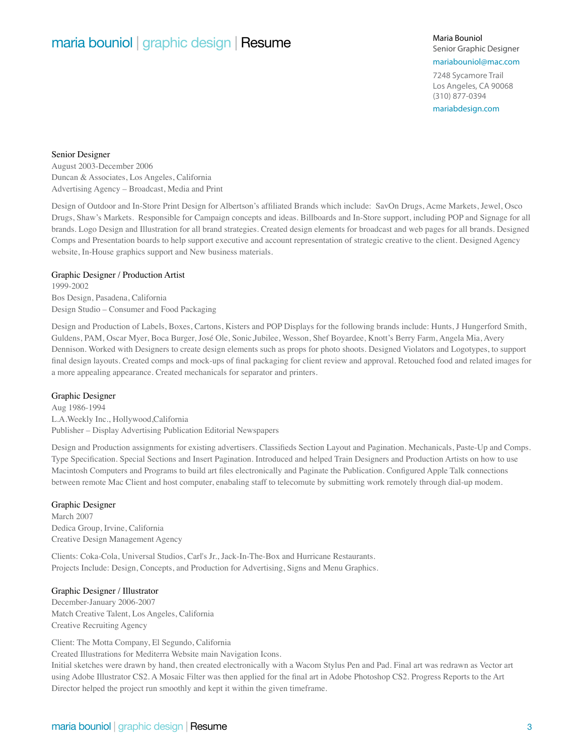# maria bouniol | graphic design | Resume

Maria Bouniol
Senior Graphic Designer
mariabouniol@mac.com
7248 Sycamore Trail
Los Angeles, CA 90068
(310) 877-0394
mariabdesign.com

### Senior Designer

August 2003-December 2006
Duncan & Associates, Los Angeles, California
Advertising Agency – Broadcast, Media and Print

Design of Outdoor and In-Store Print Design for Albertson's affiliated Brands which include: SavOn Drugs, Acme Markets, Jewel, Osco Drugs, Shaw's Markets. Responsible for Campaign concepts and ideas. Billboards and In-Store support, including POP and Signage for all brands. Logo Design and Illustration for all brand strategies. Created design elements for broadcast and web pages for all brands. Designed Comps and Presentation boards to help support executive and account representation of strategic creative to the client. Designed Agency website, In-House graphics support and New business materials.

### Graphic Designer / Production Artist

1999-2002
Bos Design, Pasadena, California
Design Studio – Consumer and Food Packaging

Design and Production of Labels, Boxes, Cartons, Kisters and POP Displays for the following brands include: Hunts, J Hungerford Smith, Guldens, PAM, Oscar Myer, Boca Burger, José Ole, Sonic,Jubilee, Wesson, Shef Boyardee, Knott's Berry Farm, Angela Mia, Avery Dennison. Worked with Designers to create design elements such as props for photo shoots. Designed Violators and Logotypes, to support final design layouts. Created comps and mock-ups of final packaging for client review and approval. Retouched food and related images for a more appealing appearance. Created mechanicals for separator and printers.

### Graphic Designer

Aug 1986-1994
L.A.Weekly Inc., Hollywood,California
Publisher – Display Advertising Publication Editorial Newspapers

Design and Production assignments for existing advertisers. Classifieds Section Layout and Pagination. Mechanicals, Paste-Up and Comps. Type Specification. Special Sections and Insert Pagination. Introduced and helped Train Designers and Production Artists on how to use Macintosh Computers and Programs to build art files electronically and Paginate the Publication. Configured Apple Talk connections between remote Mac Client and host computer, enabaling staff to telecomute by submitting work remotely through dial-up modem.

### Graphic Designer

March 2007
Dedica Group, Irvine, California
Creative Design Management Agency

Clients: Coka-Cola, Universal Studios, Carl's Jr., Jack-In-The-Box and Hurricane Restaurants.
Projects Include: Design, Concepts, and Production for Advertising, Signs and Menu Graphics.

### Graphic Designer / Illustrator

December-January 2006-2007
Match Creative Talent, Los Angeles, California
Creative Recruiting Agency

Client: The Motta Company, El Segundo, California
Created Illustrations for Mediterra Website main Navigation Icons.
Initial sketches were drawn by hand, then created electronically with a Wacom Stylus Pen and Pad. Final art was redrawn as Vector art using Adobe Illustrator CS2. A Mosaic Filter was then applied for the final art in Adobe Photoshop CS2. Progress Reports to the Art Director helped the project run smoothly and kept it within the given timeframe.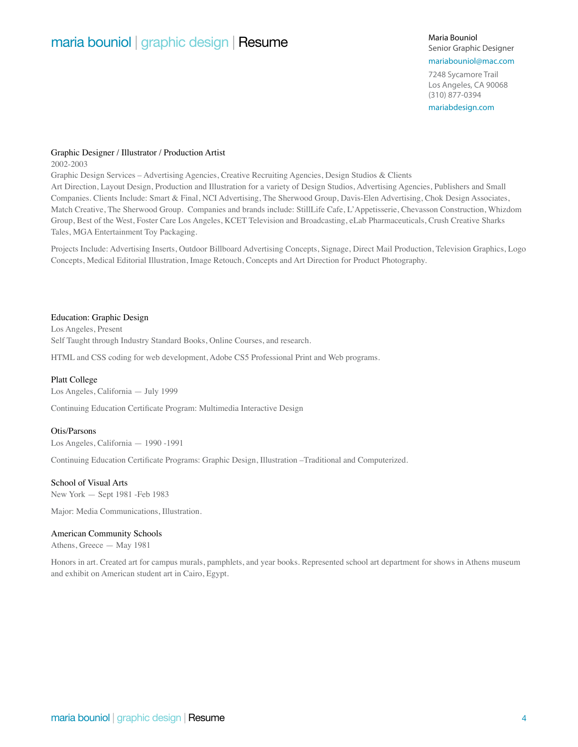# maria bouniol | graphic design | Resume

Maria Bouniol
Senior Graphic Designer
mariabouniol@mac.com
7248 Sycamore Trail
Los Angeles, CA 90068
(310) 877-0394
mariabdesign.com

### Graphic Designer / Illustrator / Production Artist

2002-2003

Graphic Design Services – Advertising Agencies, Creative Recruiting Agencies, Design Studios & Clients
Art Direction, Layout Design, Production and Illustration for a variety of Design Studios, Advertising Agencies, Publishers and Small Companies. Clients Include: Smart & Final, NCI Advertising, The Sherwood Group, Davis-Elen Advertising, Chok Design Associates, Match Creative, The Sherwood Group. Companies and brands include: StillLife Cafe, L'Appetisserie, Chevasson Construction, Whizdom Group, Best of the West, Foster Care Los Angeles, KCET Television and Broadcasting, eLab Pharmaceuticals, Crush Creative Sharks Tales, MGA Entertainment Toy Packaging.

Projects Include: Advertising Inserts, Outdoor Billboard Advertising Concepts, Signage, Direct Mail Production, Television Graphics, Logo Concepts, Medical Editorial Illustration, Image Retouch, Concepts and Art Direction for Product Photography.

### Education: Graphic Design

Los Angeles, Present
Self Taught through Industry Standard Books, Online Courses, and research.

HTML and CSS coding for web development, Adobe CS5 Professional Print and Web programs.

### Platt College

Los Angeles, California — July 1999

Continuing Education Certificate Program: Multimedia Interactive Design

### Otis/Parsons

Los Angeles, California — 1990 -1991

Continuing Education Certificate Programs: Graphic Design, Illustration –Traditional and Computerized.

### School of Visual Arts

New York — Sept 1981 -Feb 1983

Major: Media Communications, Illustration.

### American Community Schools

Athens, Greece — May 1981

Honors in art. Created art for campus murals, pamphlets, and year books. Represented school art department for shows in Athens museum and exhibit on American student art in Cairo, Egypt.